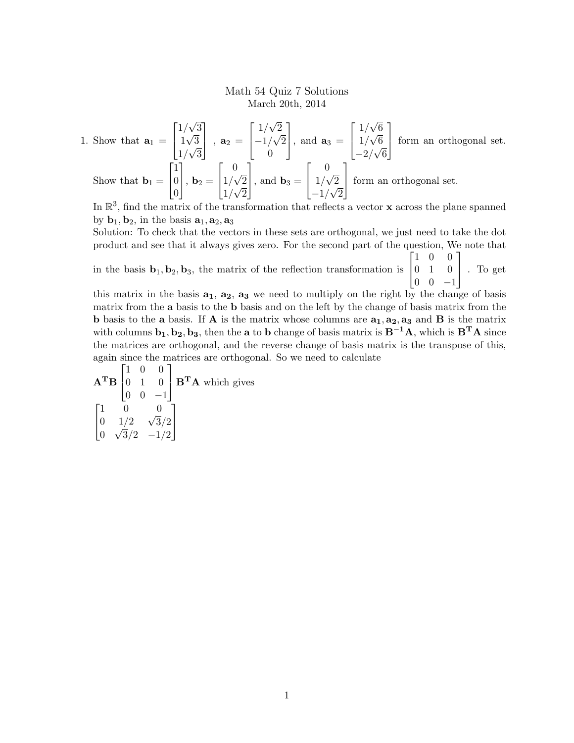# Math 54 Quiz 7 Solutions

March 20th, 2014

1. Show that $\mathbf{a}_1 = \begin{bmatrix} 1/\sqrt{3} \\ 1\sqrt{3} \\ 1/\sqrt{3} \end{bmatrix}$, $\mathbf{a}_2 = \begin{bmatrix} 1/\sqrt{2} \\ -1/\sqrt{2} \\ 0 \end{bmatrix}$, and $\mathbf{a}_3 = \begin{bmatrix} 1/\sqrt{6} \\ 1/\sqrt{6} \\ -2/\sqrt{6} \end{bmatrix}$ form an orthogonal set.

   Show that $\mathbf{b}_1 = \begin{bmatrix} 1 \\ 0 \\ 0 \end{bmatrix}$, $\mathbf{b}_2 = \begin{bmatrix} 0 \\ 1/\sqrt{2} \\ 1/\sqrt{2} \end{bmatrix}$, and $\mathbf{b}_3 = \begin{bmatrix} 0 \\ 1/\sqrt{2} \\ -1/\sqrt{2} \end{bmatrix}$ form an orthogonal set.

   In $\mathbb{R}^3$, find the matrix of the transformation that reflects a vector $\mathbf{x}$ across the plane spanned by $\mathbf{b}_1, \mathbf{b}_2$, in the basis $\mathbf{a}_1, \mathbf{a}_2, \mathbf{a}_3$

   Solution: To check that the vectors in these sets are orthogonal, we just need to take the dot product and see that it always gives zero. For the second part of the question, We note that in the basis $\mathbf{b}_1, \mathbf{b}_2, \mathbf{b}_3$, the matrix of the reflection transformation is $\begin{bmatrix} 1 & 0 & 0 \\ 0 & 1 & 0 \\ 0 & 0 & -1 \end{bmatrix}$. To get this matrix in the basis $\mathbf{a_1}$, $\mathbf{a_2}$, $\mathbf{a_3}$ we need to multiply on the right by the change of basis matrix from the $\mathbf{a}$ basis to the $\mathbf{b}$ basis and on the left by the change of basis matrix from the $\mathbf{b}$ basis to the $\mathbf{a}$ basis. If $\mathbf{A}$ is the matrix whose columns are $\mathbf{a_1}, \mathbf{a_2}, \mathbf{a_3}$ and $\mathbf{B}$ is the matrix with columns $\mathbf{b_1}, \mathbf{b_2}, \mathbf{b_3}$, then the $\mathbf{a}$ to $\mathbf{b}$ change of basis matrix is $\mathbf{B^{-1}A}$, which is $\mathbf{B^T A}$ since the matrices are orthogonal, and the reverse change of basis matrix is the transpose of this, again since the matrices are orthogonal. So we need to calculate

   $\mathbf{A^T B} \begin{bmatrix} 1 & 0 & 0 \\ 0 & 1 & 0 \\ 0 & 0 & -1 \end{bmatrix} \mathbf{B^T A}$ which gives

   $$\begin{bmatrix} 1 & 0 & 0 \\ 0 & 1/2 & \sqrt{3}/2 \\ 0 & \sqrt{3}/2 & -1/2 \end{bmatrix}$$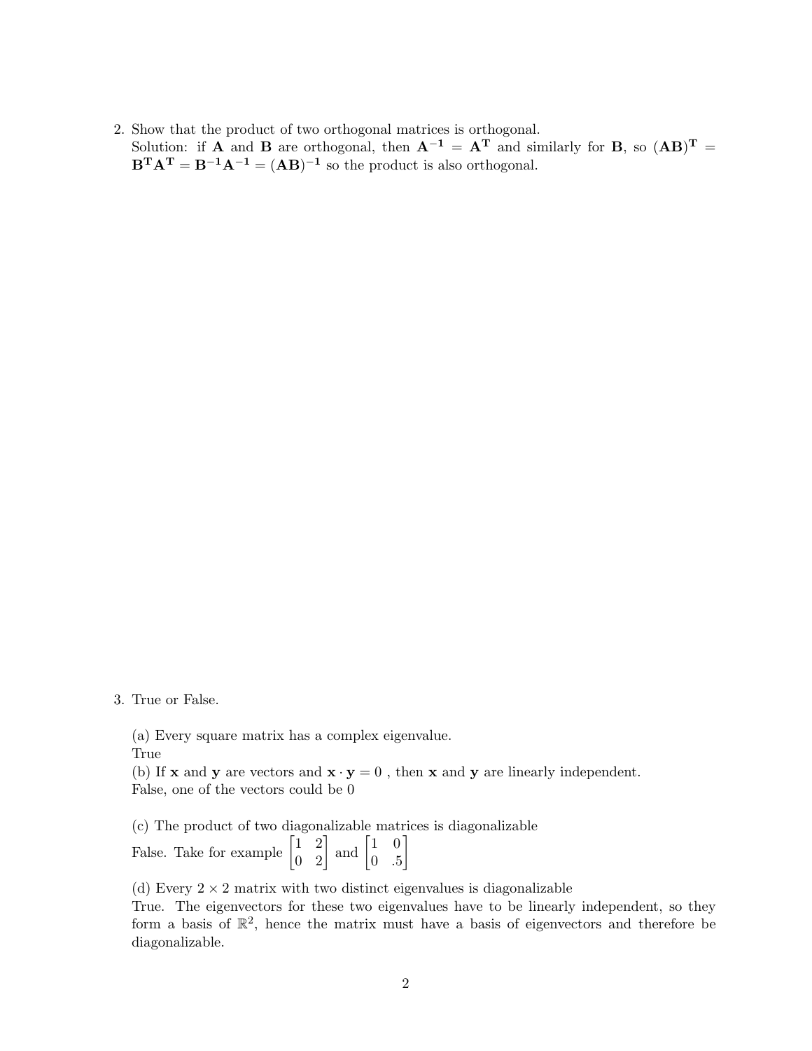2. Show that the product of two orthogonal matrices is orthogonal.
   Solution: if $\mathbf{A}$ and $\mathbf{B}$ are orthogonal, then $\mathbf{A^{-1}} = \mathbf{A^T}$ and similarly for $\mathbf{B}$, so $(\mathbf{AB})^\mathbf{T} = \mathbf{B^T A^T} = \mathbf{B^{-1} A^{-1}} = (\mathbf{AB})^{-\mathbf{1}}$ so the product is also orthogonal.

3. True or False.

   (a) Every square matrix has a complex eigenvalue.
   True

   (b) If $\mathbf{x}$ and $\mathbf{y}$ are vectors and $\mathbf{x} \cdot \mathbf{y} = 0$ , then $\mathbf{x}$ and $\mathbf{y}$ are linearly independent.
   False, one of the vectors could be 0

   (c) The product of two diagonalizable matrices is diagonalizable
   False. Take for example $\begin{bmatrix} 1 & 2 \\ 0 & 2 \end{bmatrix}$ and $\begin{bmatrix} 1 & 0 \\ 0 & .5 \end{bmatrix}$

   (d) Every $2 \times 2$ matrix with two distinct eigenvalues is diagonalizable
   True. The eigenvectors for these two eigenvalues have to be linearly independent, so they form a basis of $\mathbb{R}^2$, hence the matrix must have a basis of eigenvectors and therefore be diagonalizable.